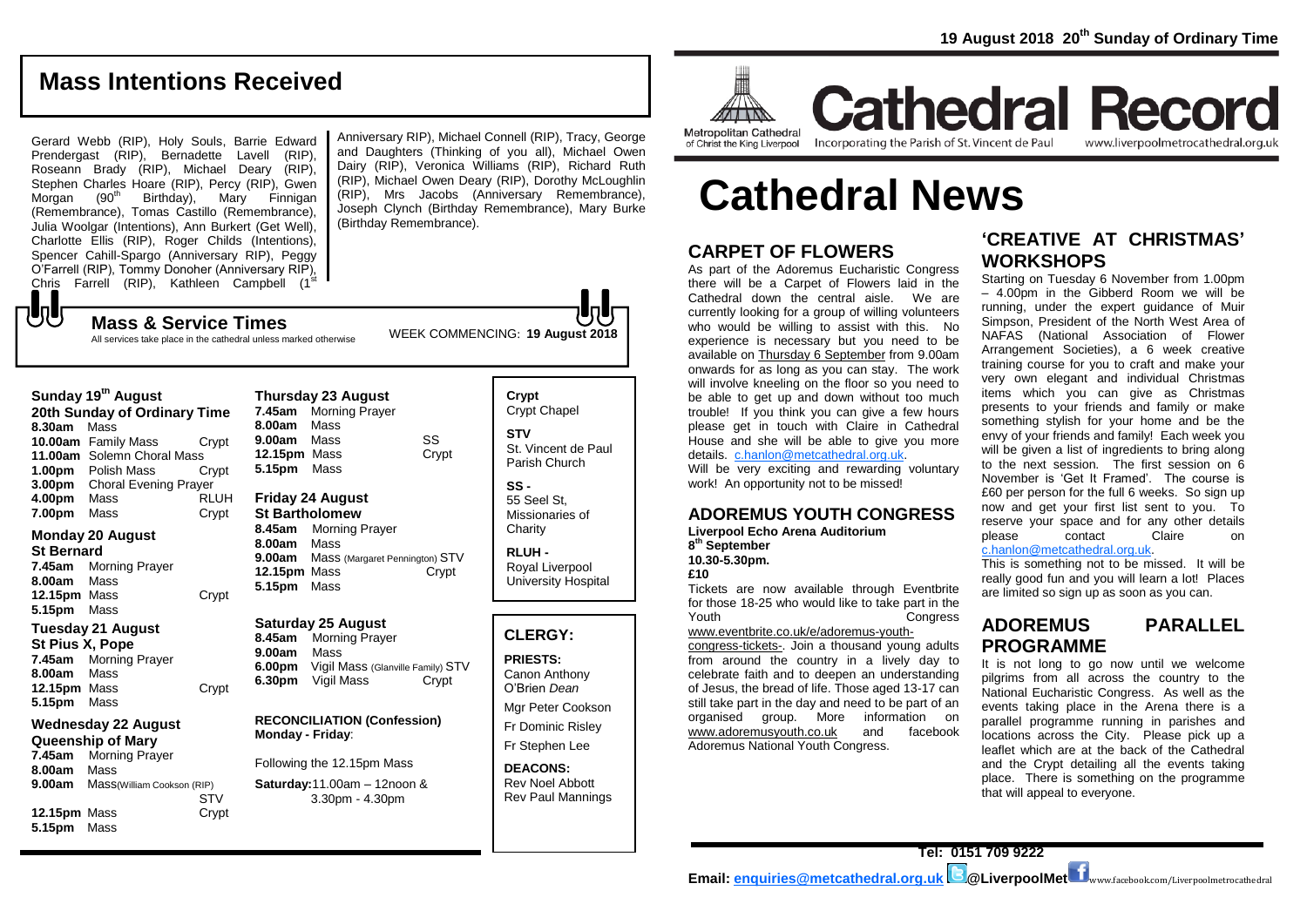19 August 2018 20th Sunday of Ordinary Time

## Mass Intentions Received

Gerard Webb (RIP), Holy Souls, Barrie Edward Prendergast (RIP), Bernadette Lavell (RIP), Roseann Brady (RIP), Michael Deary (RIP), Stephen Charles Hoare (RIP), Percy (RIP), Gwen Morgan (90th Birthday), Mary Finnigan (Remembrance), Tomas Castillo (Remembrance), Julia Woolgar (Intentions), Ann Burkert (Get Well), Charlotte Ellis (RIP), Roger Childs (Intentions), Spencer Cahill-Spargo (Anniversary RIP), Peggy O'Farrell (RIP), Tommy Donoher (Anniversary RIP), Chris Farrell (RIP), Kathleen Campbell (1st Anniversary RIP), Michael Connell (RIP), Tracy, George and Daughters (Thinking of you all), Michael Owen Dairy (RIP), Veronica Williams (RIP), Richard Ruth (RIP), Michael Owen Deary (RIP), Dorothy McLoughlin (RIP), Mrs Jacobs (Anniversary Remembrance), Joseph Clynch (Birthday Remembrance), Mary Burke (Birthday Remembrance).

## Mass & Service Times

All services take place in the cathedral unless marked otherwise

WEEK COMMENCING: **19 August 2018**

### Sunday 19th August
**20th Sunday of Ordinary Time**

| | | |
|---|---|---|
| **8.30am** | Mass | |
| **10.00am** | Family Mass | Crypt |
| **11.00am** | Solemn Choral Mass | |
| **1.00pm** | Polish Mass | Crypt |
| **3.00pm** | Choral Evening Prayer | |
| **4.00pm** | Mass | RLUH |
| **7.00pm** | Mass | Crypt |

### Monday 20 August
**St Bernard**

| | | |
|---|---|---|
| **7.45am** | Morning Prayer | |
| **8.00am** | Mass | |
| **12.15pm** | Mass | Crypt |
| **5.15pm** | Mass | |

### Tuesday 21 August
**St Pius X, Pope**

| | | |
|---|---|---|
| **7.45am** | Morning Prayer | |
| **8.00am** | Mass | |
| **12.15pm** | Mass | Crypt |
| **5.15pm** | Mass | |

### Wednesday 22 August
**Queenship of Mary**

| | | |
|---|---|---|
| **7.45am** | Morning Prayer | |
| **8.00am** | Mass | |
| **9.00am** | Mass (William Cookson (RIP)) | STV |
| **12.15pm** | Mass | Crypt |
| **5.15pm** | Mass | |

### Thursday 23 August

| | | |
|---|---|---|
| **7.45am** | Morning Prayer | |
| **8.00am** | Mass | |
| **9.00am** | Mass | SS |
| **12.15pm** | Mass | Crypt |
| **5.15pm** | Mass | |

### Friday 24 August
**St Bartholomew**

| | | |
|---|---|---|
| **8.45am** | Morning Prayer | |
| **8.00am** | Mass | |
| **9.00am** | Mass (Margaret Pennington) | STV |
| **12.15pm** | Mass | Crypt |
| **5.15pm** | Mass | |

### Saturday 25 August

| | | |
|---|---|---|
| **8.45am** | Morning Prayer | |
| **9.00am** | Mass | |
| **6.00pm** | Vigil Mass (Glanville Family) | STV |
| **6.30pm** | Vigil Mass | Crypt |

**RECONCILIATION (Confession)**
**Monday - Friday**:

Following the 12.15pm Mass

**Saturday:** 11.00am – 12noon & 3.30pm - 4.30pm

**Crypt**
Crypt Chapel

**STV**
St. Vincent de Paul Parish Church

**SS -**
55 Seel St, Missionaries of Charity

**RLUH -**
Royal Liverpool University Hospital

## CLERGY:

**PRIESTS:**
Canon Anthony O'Brien *Dean*
Mgr Peter Cookson
Fr Dominic Risley
Fr Stephen Lee

**DEACONS:**
Rev Noel Abbott
Rev Paul Mannings

# Cathedral Record

Metropolitan Cathedral of Christ the King Liverpool — Incorporating the Parish of St. Vincent de Paul — www.liverpoolmetrocathedral.org.uk

# Cathedral News

## CARPET OF FLOWERS

As part of the Adoremus Eucharistic Congress there will be a Carpet of Flowers laid in the Cathedral down the central aisle. We are currently looking for a group of willing volunteers who would be willing to assist with this. No experience is necessary but you need to be available on Thursday 6 September from 9.00am onwards for as long as you can stay. The work will involve kneeling on the floor so you need to be able to get up and down without too much trouble! If you think you can give a few hours please get in touch with Claire in Cathedral House and she will be able to give you more details. c.hanlon@metcathedral.org.uk.

Will be very exciting and rewarding voluntary work! An opportunity not to be missed!

## ADOREMUS YOUTH CONGRESS

**Liverpool Echo Arena Auditorium**
**8th September**
**10.30-5.30pm.**
**£10**

Tickets are now available through Eventbrite for those 18-25 who would like to take part in the Youth Congress www.eventbrite.co.uk/e/adoremus-youth-congress-tickets-. Join a thousand young adults from around the country in a lively day to celebrate faith and to deepen an understanding of Jesus, the bread of life. Those aged 13-17 can still take part in the day and need to be part of an organised group. More information on www.adoremusyouth.co.uk and facebook Adoremus National Youth Congress.

## 'CREATIVE AT CHRISTMAS' WORKSHOPS

Starting on Tuesday 6 November from 1.00pm – 4.00pm in the Gibberd Room we will be running, under the expert guidance of Muir Simpson, President of the North West Area of NAFAS (National Association of Flower Arrangement Societies), a 6 week creative training course for you to craft and make your very own elegant and individual Christmas items which you can give as Christmas presents to your friends and family or make something stylish for your home and be the envy of your friends and family! Each week you will be given a list of ingredients to bring along to the next session. The first session on 6 November is 'Get It Framed'. The course is £60 per person for the full 6 weeks. So sign up now and get your first list sent to you. To reserve your space and for any other details please contact Claire on c.hanlon@metcathedral.org.uk.

This is something not to be missed. It will be really good fun and you will learn a lot! Places are limited so sign up as soon as you can.

## ADOREMUS PARALLEL PROGRAMME

It is not long to go now until we welcome pilgrims from all across the country to the National Eucharistic Congress. As well as the events taking place in the Arena there is a parallel programme running in parishes and locations across the City. Please pick up a leaflet which are at the back of the Cathedral and the Crypt detailing all the events taking place. There is something on the programme that will appeal to everyone.

**Tel: 0151 709 9222**
**Email: enquiries@metcathedral.org.uk** @LiverpoolMet www.facebook.com/Liverpoolmetrocathedral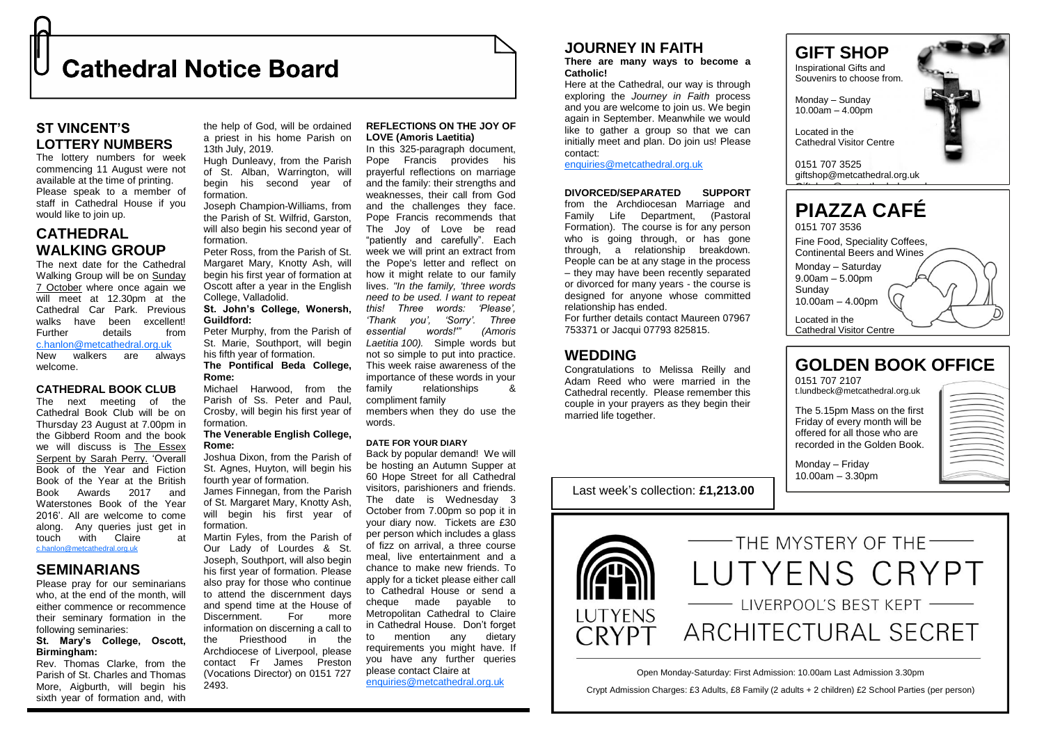# Cathedral Notice Board

## ST VINCENT'S LOTTERY NUMBERS

The lottery numbers for week commencing 11 August were not available at the time of printing. Please speak to a member of staff in Cathedral House if you would like to join up.

## CATHEDRAL WALKING GROUP

The next date for the Cathedral Walking Group will be on Sunday 7 October where once again we will meet at 12.30pm at the Cathedral Car Park. Previous walks have been excellent! Further details from c.hanlon@metcathedral.org.uk New walkers are always welcome.

### CATHEDRAL BOOK CLUB

The next meeting of the Cathedral Book Club will be on Thursday 23 August at 7.00pm in the Gibberd Room and the book we will discuss is The Essex Serpent by Sarah Perry. 'Overall Book of the Year and Fiction Book of the Year at the British Book Awards 2017 and Waterstones Book of the Year 2016'. All are welcome to come along. Any queries just get in touch with Claire at c.hanlon@metcathedral.org.uk

## SEMINARIANS

Please pray for our seminarians who, at the end of the month, will either commence or recommence their seminary formation in the following seminaries:

**St. Mary's College, Oscott, Birmingham:**

Rev. Thomas Clarke, from the Parish of St. Charles and Thomas More, Aigburth, will begin his sixth year of formation and, with the help of God, will be ordained a priest in his home Parish on 13th July, 2019.

Hugh Dunleavy, from the Parish of St. Alban, Warrington, will begin his second year of formation.

Joseph Champion-Williams, from the Parish of St. Wilfrid, Garston, will also begin his second year of formation.

Peter Ross, from the Parish of St. Margaret Mary, Knotty Ash, will begin his first year of formation at Oscott after a year in the English College, Valladolid.

**St. John's College, Wonersh, Guildford:**

Peter Murphy, from the Parish of St. Marie, Southport, will begin his fifth year of formation.

**The Pontifical Beda College, Rome:**

Michael Harwood, from the Parish of Ss. Peter and Paul, Crosby, will begin his first year of formation.

**The Venerable English College, Rome:**

Joshua Dixon, from the Parish of St. Agnes, Huyton, will begin his fourth year of formation.

James Finnegan, from the Parish of St. Margaret Mary, Knotty Ash, will begin his first year of formation.

Martin Fyles, from the Parish of Our Lady of Lourdes & St. Joseph, Southport, will also begin his first year of formation. Please also pray for those who continue to attend the discernment days and spend time at the House of Discernment. For more information on discerning a call to the Priesthood in the Archdiocese of Liverpool, please contact Fr James Preston (Vocations Director) on 0151 727 2493.

### REFLECTIONS ON THE JOY OF LOVE (Amoris Laetitia)

In this 325-paragraph document, Pope Francis provides his prayerful reflections on marriage and the family: their strengths and weaknesses, their call from God and the challenges they face. Pope Francis recommends that The Joy of Love be read "patiently and carefully". Each week we will print an extract from the Pope's letter and reflect on how it might relate to our family lives. *"In the family, 'three words need to be used. I want to repeat this! Three words: 'Please', 'Thank you', 'Sorry'. Three essential words!'" (Amoris Laetitia 100).* Simple words but not so simple to put into practice. This week raise awareness of the importance of these words in your family relationships & compliment family members when they do use the words.

### DATE FOR YOUR DIARY

Back by popular demand! We will be hosting an Autumn Supper at 60 Hope Street for all Cathedral visitors, parishioners and friends. The date is Wednesday 3 October from 7.00pm so pop it in your diary now. Tickets are £30 per person which includes a glass of fizz on arrival, a three course meal, live entertainment and a chance to make new friends. To apply for a ticket please either call to Cathedral House or send a cheque made payable to Metropolitan Cathedral to Claire in Cathedral House. Don't forget to mention any dietary requirements you might have. If you have any further queries please contact Claire at enquiries@metcathedral.org.uk

## JOURNEY IN FAITH

**There are many ways to become a Catholic!**

Here at the Cathedral, our way is through exploring the *Journey in Faith* process and you are welcome to join us. We begin again in September. Meanwhile we would like to gather a group so that we can initially meet and plan. Do join us! Please contact:

enquiries@metcathedral.org.uk

**DIVORCED/SEPARATED SUPPORT** from the Archdiocesan Marriage and Family Life Department, (Pastoral Formation). The course is for any person who is going through, or has gone through, a relationship breakdown. People can be at any stage in the process – they may have been recently separated or divorced for many years - the course is designed for anyone whose committed relationship has ended.

For further details contact Maureen 07967 753371 or Jacqui 07793 825815.

## WEDDING

Congratulations to Melissa Reilly and Adam Reed who were married in the Cathedral recently. Please remember this couple in your prayers as they begin their married life together.

Last week's collection: **£1,213.00**

## GIFT SHOP

Inspirational Gifts and Souvenirs to choose from.

Monday – Sunday
10.00am – 4.00pm

Located in the Cathedral Visitor Centre

0151 707 3525
giftshop@metcathedral.org.uk

## PIAZZA CAFÉ

0151 707 3536

Fine Food, Speciality Coffees, Continental Beers and Wines

Monday – Saturday
9.00am – 5.00pm
Sunday
10.00am – 4.00pm

Located in the Cathedral Visitor Centre

## GOLDEN BOOK OFFICE

0151 707 2107
t.lundbeck@metcathedral.org.uk

The 5.15pm Mass on the first Friday of every month will be offered for all those who are recorded in the Golden Book.

Monday – Friday
10.00am – 3.30pm

LUTYENS CRYPT

THE MYSTERY OF THE LUTYENS CRYPT

LIVERPOOL'S BEST KEPT ARCHITECTURAL SECRET

Open Monday-Saturday: First Admission: 10.00am Last Admission 3.30pm

Crypt Admission Charges: £3 Adults, £8 Family (2 adults + 2 children) £2 School Parties (per person)